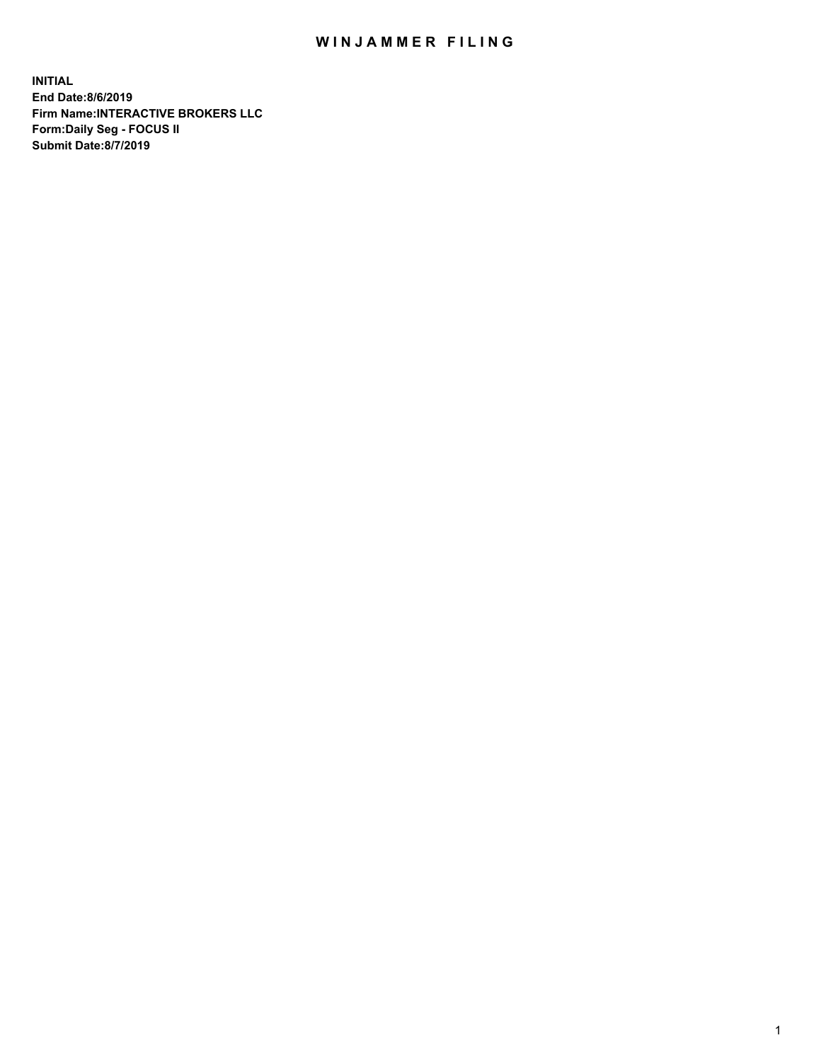# WINJAMMER FILING

**INITIAL**
**End Date:8/6/2019**
**Firm Name:INTERACTIVE BROKERS LLC**
**Form:Daily Seg - FOCUS II**
**Submit Date:8/7/2019**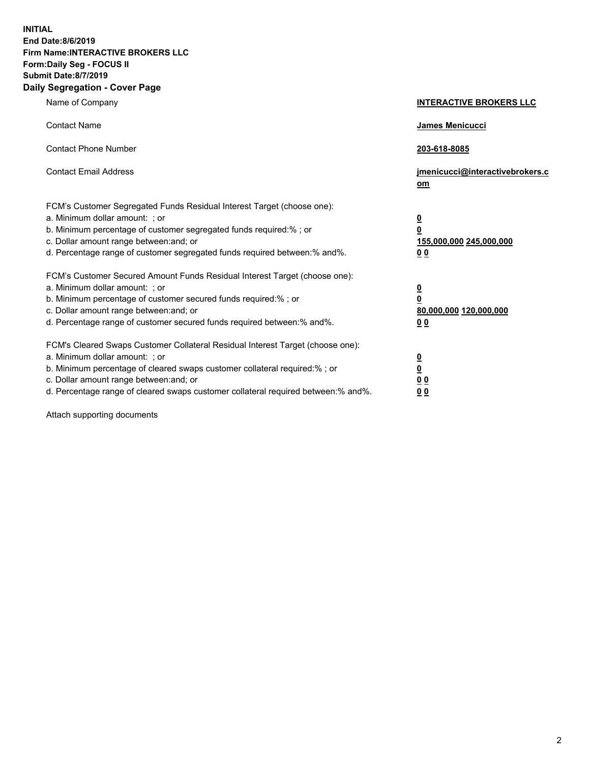**INITIAL**
**End Date:8/6/2019**
**Firm Name:INTERACTIVE BROKERS LLC**
**Form:Daily Seg - FOCUS II**
**Submit Date:8/7/2019**

## Daily Segregation - Cover Page

| | |
|---|---|
| Name of Company | **INTERACTIVE BROKERS LLC** |
| Contact Name | **James Menicucci** |
| Contact Phone Number | **203-618-8085** |
| Contact Email Address | **jmenicucci@interactivebrokers.com** |

FCM's Customer Segregated Funds Residual Interest Target (choose one):

| | |
|---|---|
| a. Minimum dollar amount: ; or | **0** |
| b. Minimum percentage of customer segregated funds required:% ; or | **0** |
| c. Dollar amount range between:and; or | **155,000,000** **245,000,000** |
| d. Percentage range of customer segregated funds required between:% and%. | **0** **0** |

FCM's Customer Secured Amount Funds Residual Interest Target (choose one):

| | |
|---|---|
| a. Minimum dollar amount: ; or | **0** |
| b. Minimum percentage of customer secured funds required:% ; or | **0** |
| c. Dollar amount range between:and; or | **80,000,000** **120,000,000** |
| d. Percentage range of customer secured funds required between:% and%. | **0** **0** |

FCM's Cleared Swaps Customer Collateral Residual Interest Target (choose one):

| | |
|---|---|
| a. Minimum dollar amount: ; or | **0** |
| b. Minimum percentage of cleared swaps customer collateral required:% ; or | **0** |
| c. Dollar amount range between:and; or | **0** **0** |
| d. Percentage range of cleared swaps customer collateral required between:% and%. | **0** **0** |

Attach supporting documents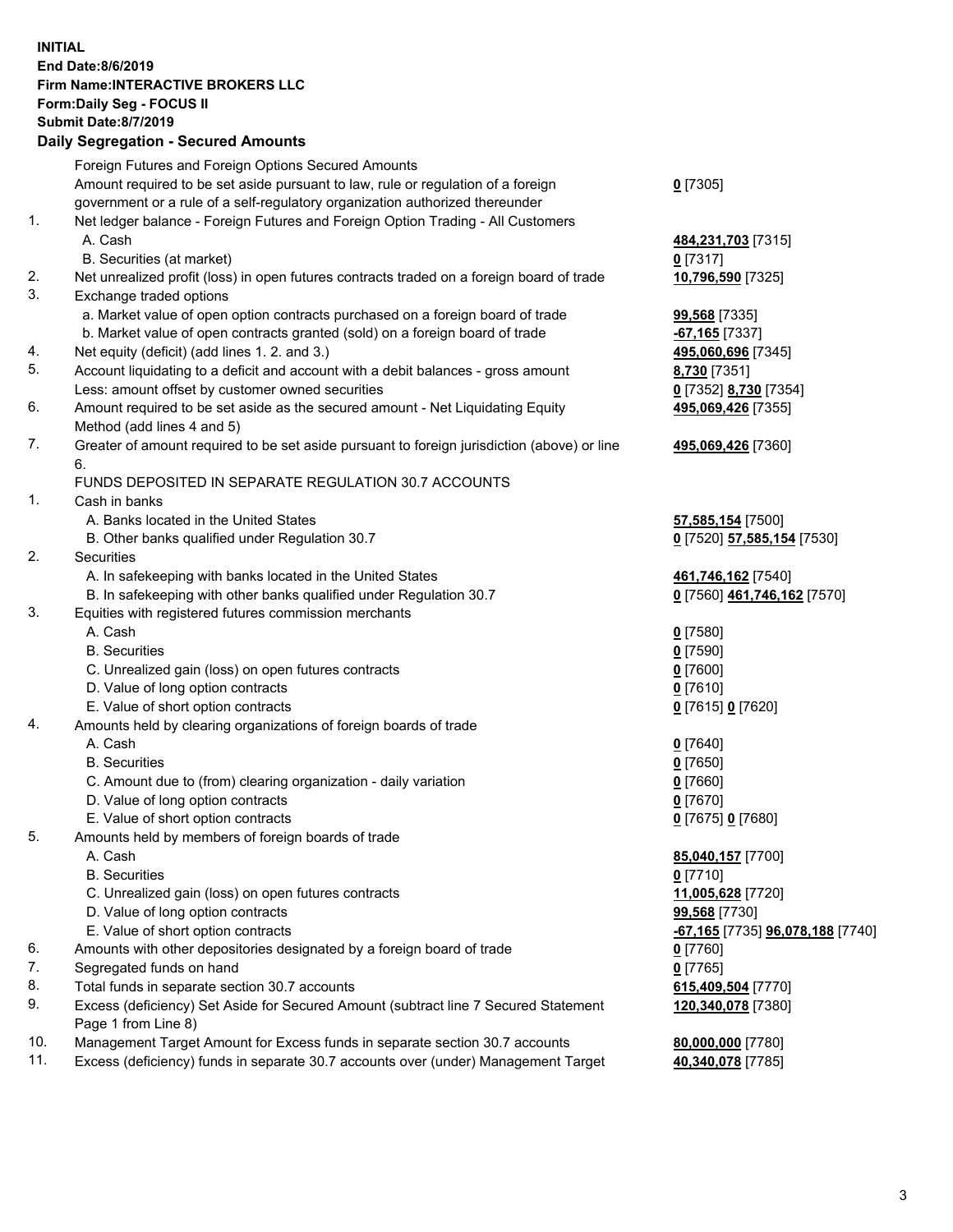**INITIAL**
**End Date:8/6/2019**
**Firm Name:INTERACTIVE BROKERS LLC**
**Form:Daily Seg - FOCUS II**
**Submit Date:8/7/2019**

## Daily Segregation - Secured Amounts

| | | |
|---|---|---|
| | Foreign Futures and Foreign Options Secured Amounts | |
| | Amount required to be set aside pursuant to law, rule or regulation of a foreign government or a rule of a self-regulatory organization authorized thereunder | 0 [7305] |
| 1. | Net ledger balance - Foreign Futures and Foreign Option Trading - All Customers | |
| | A. Cash | 484,231,703 [7315] |
| | B. Securities (at market) | 0 [7317] |
| 2. | Net unrealized profit (loss) in open futures contracts traded on a foreign board of trade | 10,796,590 [7325] |
| 3. | Exchange traded options | |
| | a. Market value of open option contracts purchased on a foreign board of trade | 99,568 [7335] |
| | b. Market value of open contracts granted (sold) on a foreign board of trade | -67,165 [7337] |
| 4. | Net equity (deficit) (add lines 1. 2. and 3.) | 495,060,696 [7345] |
| 5. | Account liquidating to a deficit and account with a debit balances - gross amount | 8,730 [7351] |
| | Less: amount offset by customer owned securities | 0 [7352] 8,730 [7354] |
| 6. | Amount required to be set aside as the secured amount - Net Liquidating Equity Method (add lines 4 and 5) | 495,069,426 [7355] |
| 7. | Greater of amount required to be set aside pursuant to foreign jurisdiction (above) or line 6. | 495,069,426 [7360] |
| | FUNDS DEPOSITED IN SEPARATE REGULATION 30.7 ACCOUNTS | |
| 1. | Cash in banks | |
| | A. Banks located in the United States | 57,585,154 [7500] |
| | B. Other banks qualified under Regulation 30.7 | 0 [7520] 57,585,154 [7530] |
| 2. | Securities | |
| | A. In safekeeping with banks located in the United States | 461,746,162 [7540] |
| | B. In safekeeping with other banks qualified under Regulation 30.7 | 0 [7560] 461,746,162 [7570] |
| 3. | Equities with registered futures commission merchants | |
| | A. Cash | 0 [7580] |
| | B. Securities | 0 [7590] |
| | C. Unrealized gain (loss) on open futures contracts | 0 [7600] |
| | D. Value of long option contracts | 0 [7610] |
| | E. Value of short option contracts | 0 [7615] 0 [7620] |
| 4. | Amounts held by clearing organizations of foreign boards of trade | |
| | A. Cash | 0 [7640] |
| | B. Securities | 0 [7650] |
| | C. Amount due to (from) clearing organization - daily variation | 0 [7660] |
| | D. Value of long option contracts | 0 [7670] |
| | E. Value of short option contracts | 0 [7675] 0 [7680] |
| 5. | Amounts held by members of foreign boards of trade | |
| | A. Cash | 85,040,157 [7700] |
| | B. Securities | 0 [7710] |
| | C. Unrealized gain (loss) on open futures contracts | 11,005,628 [7720] |
| | D. Value of long option contracts | 99,568 [7730] |
| | E. Value of short option contracts | -67,165 [7735] 96,078,188 [7740] |
| 6. | Amounts with other depositories designated by a foreign board of trade | 0 [7760] |
| 7. | Segregated funds on hand | 0 [7765] |
| 8. | Total funds in separate section 30.7 accounts | 615,409,504 [7770] |
| 9. | Excess (deficiency) Set Aside for Secured Amount (subtract line 7 Secured Statement Page 1 from Line 8) | 120,340,078 [7380] |
| 10. | Management Target Amount for Excess funds in separate section 30.7 accounts | 80,000,000 [7780] |
| 11. | Excess (deficiency) funds in separate 30.7 accounts over (under) Management Target | 40,340,078 [7785] |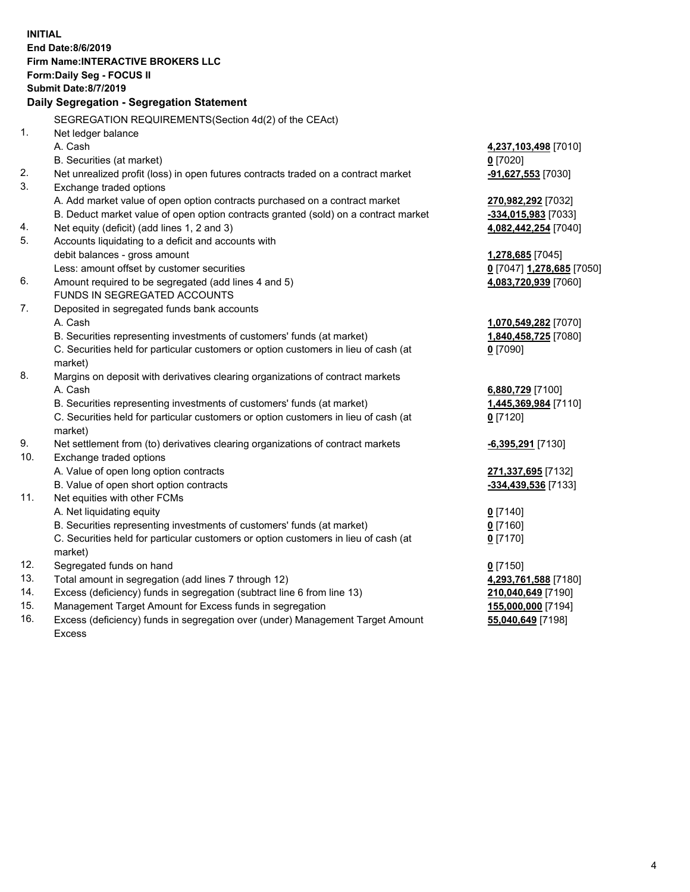**INITIAL**
**End Date:8/6/2019**
**Firm Name:INTERACTIVE BROKERS LLC**
**Form:Daily Seg - FOCUS II**
**Submit Date:8/7/2019**

### Daily Segregation - Segregation Statement

SEGREGATION REQUIREMENTS(Section 4d(2) of the CEAct)

| | | |
|---|---|---|
| 1. | Net ledger balance | |
| | A. Cash | **4,237,103,498** [7010] |
| | B. Securities (at market) | **0** [7020] |
| 2. | Net unrealized profit (loss) in open futures contracts traded on a contract market | **-91,627,553** [7030] |
| 3. | Exchange traded options | |
| | A. Add market value of open option contracts purchased on a contract market | **270,982,292** [7032] |
| | B. Deduct market value of open option contracts granted (sold) on a contract market | **-334,015,983** [7033] |
| 4. | Net equity (deficit) (add lines 1, 2 and 3) | **4,082,442,254** [7040] |
| 5. | Accounts liquidating to a deficit and accounts with | |
| | debit balances - gross amount | **1,278,685** [7045] |
| | Less: amount offset by customer securities | **0** [7047] **1,278,685** [7050] |
| 6. | Amount required to be segregated (add lines 4 and 5) | **4,083,720,939** [7060] |
| | FUNDS IN SEGREGATED ACCOUNTS | |
| 7. | Deposited in segregated funds bank accounts | |
| | A. Cash | **1,070,549,282** [7070] |
| | B. Securities representing investments of customers' funds (at market) | **1,840,458,725** [7080] |
| | C. Securities held for particular customers or option customers in lieu of cash (at market) | **0** [7090] |
| 8. | Margins on deposit with derivatives clearing organizations of contract markets | |
| | A. Cash | **6,880,729** [7100] |
| | B. Securities representing investments of customers' funds (at market) | **1,445,369,984** [7110] |
| | C. Securities held for particular customers or option customers in lieu of cash (at market) | **0** [7120] |
| 9. | Net settlement from (to) derivatives clearing organizations of contract markets | **-6,395,291** [7130] |
| 10. | Exchange traded options | |
| | A. Value of open long option contracts | **271,337,695** [7132] |
| | B. Value of open short option contracts | **-334,439,536** [7133] |
| 11. | Net equities with other FCMs | |
| | A. Net liquidating equity | **0** [7140] |
| | B. Securities representing investments of customers' funds (at market) | **0** [7160] |
| | C. Securities held for particular customers or option customers in lieu of cash (at market) | **0** [7170] |
| 12. | Segregated funds on hand | **0** [7150] |
| 13. | Total amount in segregation (add lines 7 through 12) | **4,293,761,588** [7180] |
| 14. | Excess (deficiency) funds in segregation (subtract line 6 from line 13) | **210,040,649** [7190] |
| 15. | Management Target Amount for Excess funds in segregation | **155,000,000** [7194] |
| 16. | Excess (deficiency) funds in segregation over (under) Management Target Amount Excess | **55,040,649** [7198] |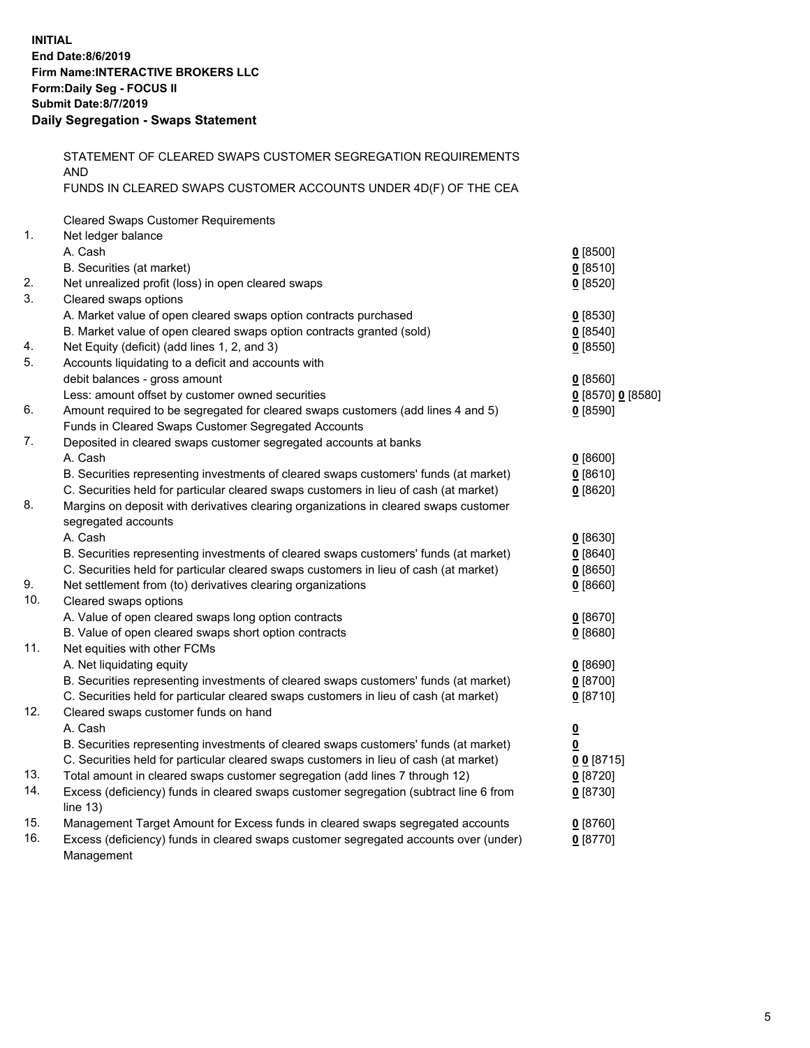**INITIAL**
**End Date:8/6/2019**
**Firm Name:INTERACTIVE BROKERS LLC**
**Form:Daily Seg - FOCUS II**
**Submit Date:8/7/2019**
**Daily Segregation - Swaps Statement**

STATEMENT OF CLEARED SWAPS CUSTOMER SEGREGATION REQUIREMENTS AND FUNDS IN CLEARED SWAPS CUSTOMER ACCOUNTS UNDER 4D(F) OF THE CEA

| | | |
|---|---|---|
| | Cleared Swaps Customer Requirements | |
| 1. | Net ledger balance | |
| | A. Cash | 0 [8500] |
| | B. Securities (at market) | 0 [8510] |
| 2. | Net unrealized profit (loss) in open cleared swaps | 0 [8520] |
| 3. | Cleared swaps options | |
| | A. Market value of open cleared swaps option contracts purchased | 0 [8530] |
| | B. Market value of open cleared swaps option contracts granted (sold) | 0 [8540] |
| 4. | Net Equity (deficit) (add lines 1, 2, and 3) | 0 [8550] |
| 5. | Accounts liquidating to a deficit and accounts with debit balances - gross amount | 0 [8560] |
| | Less: amount offset by customer owned securities | 0 [8570] 0 [8580] |
| 6. | Amount required to be segregated for cleared swaps customers (add lines 4 and 5) | 0 [8590] |
| | Funds in Cleared Swaps Customer Segregated Accounts | |
| 7. | Deposited in cleared swaps customer segregated accounts at banks | |
| | A. Cash | 0 [8600] |
| | B. Securities representing investments of cleared swaps customers' funds (at market) | 0 [8610] |
| | C. Securities held for particular cleared swaps customers in lieu of cash (at market) | 0 [8620] |
| 8. | Margins on deposit with derivatives clearing organizations in cleared swaps customer segregated accounts | |
| | A. Cash | 0 [8630] |
| | B. Securities representing investments of cleared swaps customers' funds (at market) | 0 [8640] |
| | C. Securities held for particular cleared swaps customers in lieu of cash (at market) | 0 [8650] |
| 9. | Net settlement from (to) derivatives clearing organizations | 0 [8660] |
| 10. | Cleared swaps options | |
| | A. Value of open cleared swaps long option contracts | 0 [8670] |
| | B. Value of open cleared swaps short option contracts | 0 [8680] |
| 11. | Net equities with other FCMs | |
| | A. Net liquidating equity | 0 [8690] |
| | B. Securities representing investments of cleared swaps customers' funds (at market) | 0 [8700] |
| | C. Securities held for particular cleared swaps customers in lieu of cash (at market) | 0 [8710] |
| 12. | Cleared swaps customer funds on hand | |
| | A. Cash | 0 |
| | B. Securities representing investments of cleared swaps customers' funds (at market) | 0 |
| | C. Securities held for particular cleared swaps customers in lieu of cash (at market) | 0 0 [8715] |
| 13. | Total amount in cleared swaps customer segregation (add lines 7 through 12) | 0 [8720] |
| 14. | Excess (deficiency) funds in cleared swaps customer segregation (subtract line 6 from line 13) | 0 [8730] |
| 15. | Management Target Amount for Excess funds in cleared swaps segregated accounts | 0 [8760] |
| 16. | Excess (deficiency) funds in cleared swaps customer segregated accounts over (under) Management | 0 [8770] |